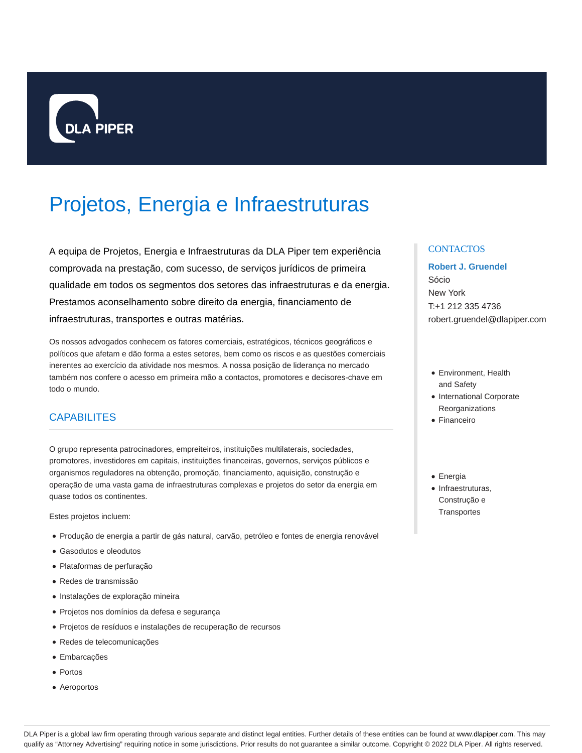DLA PIPER

# Projetos, Energia e Infraestruturas

A equipa de Projetos, Energia e Infraestruturas da DLA Piper tem experiência comprovada na prestação, com sucesso, de serviços jurídicos de primeira qualidade em todos os segmentos dos setores das infraestruturas e da energia. Prestamos aconselhamento sobre direito da energia, financiamento de infraestruturas, transportes e outras matérias.

Os nossos advogados conhecem os fatores comerciais, estratégicos, técnicos geográficos e políticos que afetam e dão forma a estes setores, bem como os riscos e as questões comerciais inerentes ao exercício da atividade nos mesmos. A nossa posição de liderança no mercado também nos confere o acesso em primeira mão a contactos, promotores e decisores-chave em todo o mundo.

## CAPABILITES

O grupo representa patrocinadores, empreiteiros, instituições multilaterais, sociedades, promotores, investidores em capitais, instituições financeiras, governos, serviços públicos e organismos reguladores na obtenção, promoção, financiamento, aquisição, construção e operação de uma vasta gama de infraestruturas complexas e projetos do setor da energia em quase todos os continentes.

Estes projetos incluem:

- Produção de energia a partir de gás natural, carvão, petróleo e fontes de energia renovável
- Gasodutos e oleodutos
- Plataformas de perfuração
- Redes de transmissão
- Instalações de exploração mineira
- Projetos nos domínios da defesa e segurança
- Projetos de resíduos e instalações de recuperação de recursos
- Redes de telecomunicações
- Embarcações
- Portos
- Aeroportos

## CONTACTOS

**Robert J. Gruendel**
Sócio
New York
T:+1 212 335 4736
robert.gruendel@dlapiper.com

- Environment, Health and Safety
- International Corporate Reorganizations
- Financeiro

- Energia
- Infraestruturas, Construção e Transportes

DLA Piper is a global law firm operating through various separate and distinct legal entities. Further details of these entities can be found at www.dlapiper.com. This may qualify as "Attorney Advertising" requiring notice in some jurisdictions. Prior results do not guarantee a similar outcome. Copyright © 2022 DLA Piper. All rights reserved.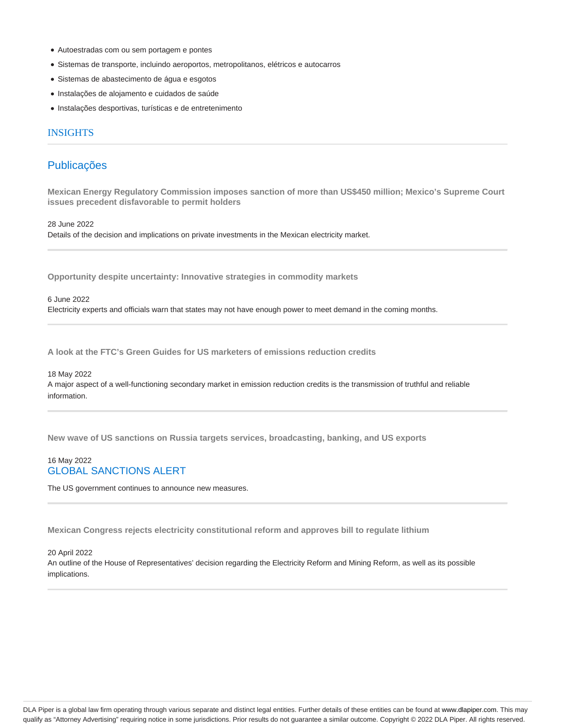- Autoestradas com ou sem portagem e pontes
- Sistemas de transporte, incluindo aeroportos, metropolitanos, elétricos e autocarros
- Sistemas de abastecimento de água e esgotos
- Instalações de alojamento e cuidados de saúde
- Instalações desportivas, turísticas e de entretenimento

## INSIGHTS

## Publicações

**Mexican Energy Regulatory Commission imposes sanction of more than US$450 million; Mexico's Supreme Court issues precedent disfavorable to permit holders**

28 June 2022

Details of the decision and implications on private investments in the Mexican electricity market.

---

**Opportunity despite uncertainty: Innovative strategies in commodity markets**

6 June 2022

Electricity experts and officials warn that states may not have enough power to meet demand in the coming months.

---

**A look at the FTC's Green Guides for US marketers of emissions reduction credits**

18 May 2022

A major aspect of a well-functioning secondary market in emission reduction credits is the transmission of truthful and reliable information.

---

**New wave of US sanctions on Russia targets services, broadcasting, banking, and US exports**

16 May 2022

GLOBAL SANCTIONS ALERT

The US government continues to announce new measures.

---

**Mexican Congress rejects electricity constitutional reform and approves bill to regulate lithium**

20 April 2022

An outline of the House of Representatives' decision regarding the Electricity Reform and Mining Reform, as well as its possible implications.

---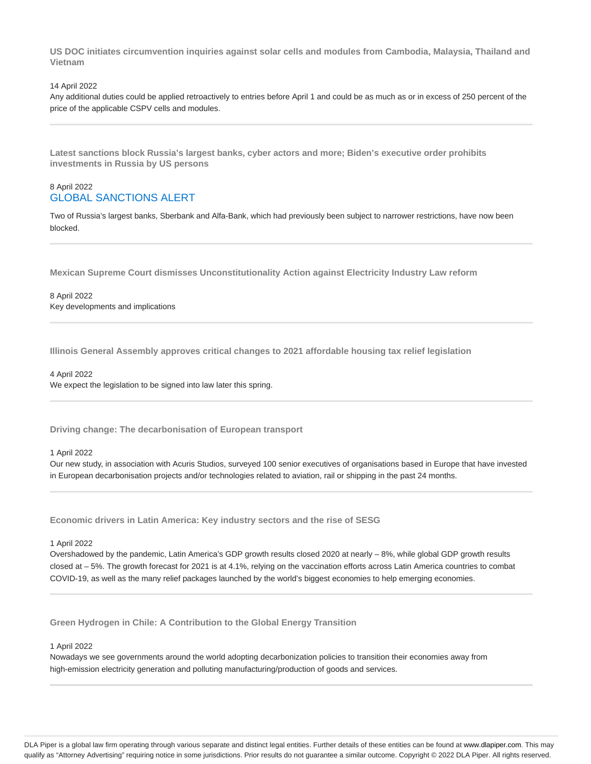### US DOC initiates circumvention inquiries against solar cells and modules from Cambodia, Malaysia, Thailand and Vietnam

14 April 2022

Any additional duties could be applied retroactively to entries before April 1 and could be as much as or in excess of 250 percent of the price of the applicable CSPV cells and modules.

---

### Latest sanctions block Russia's largest banks, cyber actors and more; Biden's executive order prohibits investments in Russia by US persons

8 April 2022

GLOBAL SANCTIONS ALERT

Two of Russia's largest banks, Sberbank and Alfa-Bank, which had previously been subject to narrower restrictions, have now been blocked.

---

### Mexican Supreme Court dismisses Unconstitutionality Action against Electricity Industry Law reform

8 April 2022

Key developments and implications

---

### Illinois General Assembly approves critical changes to 2021 affordable housing tax relief legislation

4 April 2022

We expect the legislation to be signed into law later this spring.

---

### Driving change: The decarbonisation of European transport

1 April 2022

Our new study, in association with Acuris Studios, surveyed 100 senior executives of organisations based in Europe that have invested in European decarbonisation projects and/or technologies related to aviation, rail or shipping in the past 24 months.

---

### Economic drivers in Latin America: Key industry sectors and the rise of SESG

1 April 2022

Overshadowed by the pandemic, Latin America's GDP growth results closed 2020 at nearly – 8%, while global GDP growth results closed at – 5%. The growth forecast for 2021 is at 4.1%, relying on the vaccination efforts across Latin America countries to combat COVID-19, as well as the many relief packages launched by the world's biggest economies to help emerging economies.

---

### Green Hydrogen in Chile: A Contribution to the Global Energy Transition

1 April 2022

Nowadays we see governments around the world adopting decarbonization policies to transition their economies away from high-emission electricity generation and polluting manufacturing/production of goods and services.

---

DLA Piper is a global law firm operating through various separate and distinct legal entities. Further details of these entities can be found at www.dlapiper.com. This may qualify as "Attorney Advertising" requiring notice in some jurisdictions. Prior results do not guarantee a similar outcome. Copyright © 2022 DLA Piper. All rights reserved.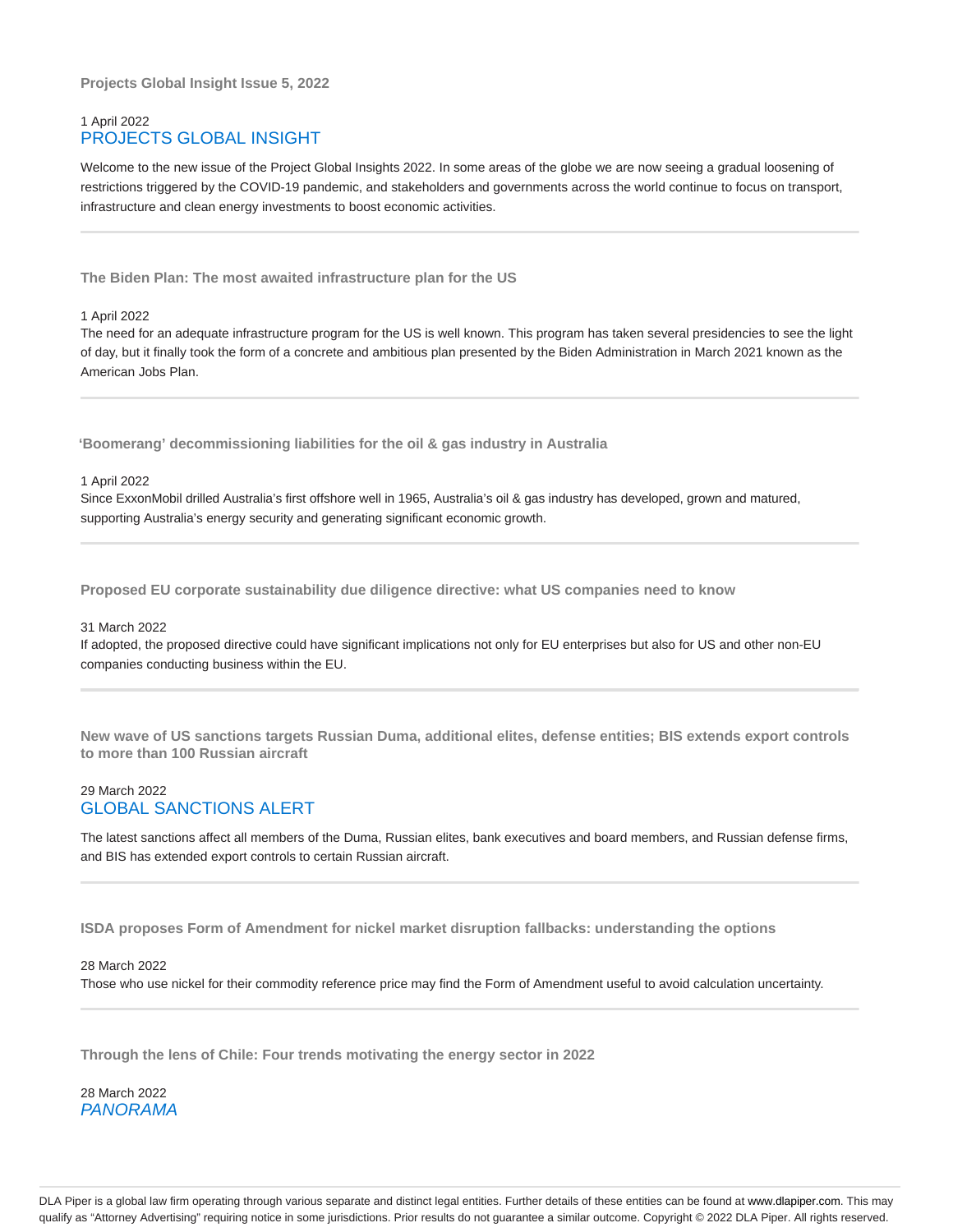### Projects Global Insight Issue 5, 2022

1 April 2022

PROJECTS GLOBAL INSIGHT

Welcome to the new issue of the Project Global Insights 2022. In some areas of the globe we are now seeing a gradual loosening of restrictions triggered by the COVID-19 pandemic, and stakeholders and governments across the world continue to focus on transport, infrastructure and clean energy investments to boost economic activities.

---

### The Biden Plan: The most awaited infrastructure plan for the US

1 April 2022

The need for an adequate infrastructure program for the US is well known. This program has taken several presidencies to see the light of day, but it finally took the form of a concrete and ambitious plan presented by the Biden Administration in March 2021 known as the American Jobs Plan.

---

### 'Boomerang' decommissioning liabilities for the oil & gas industry in Australia

1 April 2022

Since ExxonMobil drilled Australia's first offshore well in 1965, Australia's oil & gas industry has developed, grown and matured, supporting Australia's energy security and generating significant economic growth.

---

### Proposed EU corporate sustainability due diligence directive: what US companies need to know

31 March 2022

If adopted, the proposed directive could have significant implications not only for EU enterprises but also for US and other non-EU companies conducting business within the EU.

---

### New wave of US sanctions targets Russian Duma, additional elites, defense entities; BIS extends export controls to more than 100 Russian aircraft

29 March 2022

GLOBAL SANCTIONS ALERT

The latest sanctions affect all members of the Duma, Russian elites, bank executives and board members, and Russian defense firms, and BIS has extended export controls to certain Russian aircraft.

---

### ISDA proposes Form of Amendment for nickel market disruption fallbacks: understanding the options

28 March 2022

Those who use nickel for their commodity reference price may find the Form of Amendment useful to avoid calculation uncertainty.

---

### Through the lens of Chile: Four trends motivating the energy sector in 2022

28 March 2022

*PANORAMA*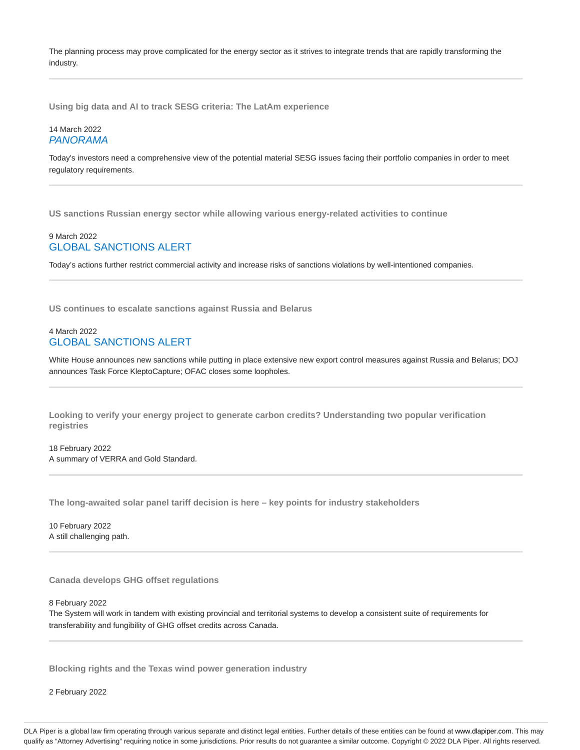The planning process may prove complicated for the energy sector as it strives to integrate trends that are rapidly transforming the industry.

---

### Using big data and AI to track SESG criteria: The LatAm experience

14 March 2022
*PANORAMA*

Today's investors need a comprehensive view of the potential material SESG issues facing their portfolio companies in order to meet regulatory requirements.

---

### US sanctions Russian energy sector while allowing various energy-related activities to continue

9 March 2022
GLOBAL SANCTIONS ALERT

Today's actions further restrict commercial activity and increase risks of sanctions violations by well-intentioned companies.

---

### US continues to escalate sanctions against Russia and Belarus

4 March 2022
GLOBAL SANCTIONS ALERT

White House announces new sanctions while putting in place extensive new export control measures against Russia and Belarus; DOJ announces Task Force KleptoCapture; OFAC closes some loopholes.

---

### Looking to verify your energy project to generate carbon credits? Understanding two popular verification registries

18 February 2022
A summary of VERRA and Gold Standard.

---

### The long-awaited solar panel tariff decision is here – key points for industry stakeholders

10 February 2022
A still challenging path.

---

### Canada develops GHG offset regulations

8 February 2022
The System will work in tandem with existing provincial and territorial systems to develop a consistent suite of requirements for transferability and fungibility of GHG offset credits across Canada.

---

### Blocking rights and the Texas wind power generation industry

2 February 2022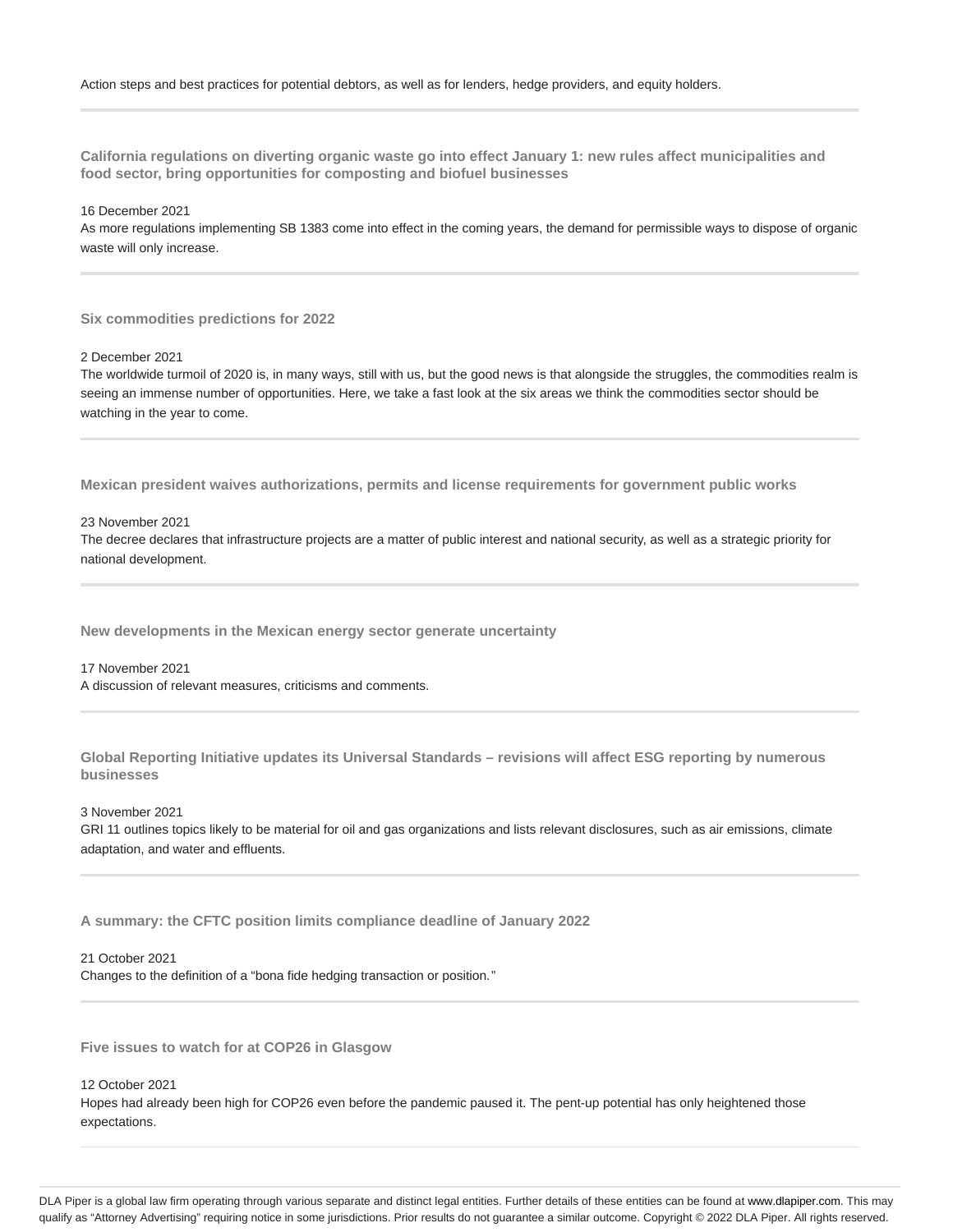Action steps and best practices for potential debtors, as well as for lenders, hedge providers, and equity holders.

---

**California regulations on diverting organic waste go into effect January 1: new rules affect municipalities and food sector, bring opportunities for composting and biofuel businesses**

16 December 2021

As more regulations implementing SB 1383 come into effect in the coming years, the demand for permissible ways to dispose of organic waste will only increase.

---

**Six commodities predictions for 2022**

2 December 2021

The worldwide turmoil of 2020 is, in many ways, still with us, but the good news is that alongside the struggles, the commodities realm is seeing an immense number of opportunities. Here, we take a fast look at the six areas we think the commodities sector should be watching in the year to come.

---

**Mexican president waives authorizations, permits and license requirements for government public works**

23 November 2021

The decree declares that infrastructure projects are a matter of public interest and national security, as well as a strategic priority for national development.

---

**New developments in the Mexican energy sector generate uncertainty**

17 November 2021

A discussion of relevant measures, criticisms and comments.

---

**Global Reporting Initiative updates its Universal Standards – revisions will affect ESG reporting by numerous businesses**

3 November 2021

GRI 11 outlines topics likely to be material for oil and gas organizations and lists relevant disclosures, such as air emissions, climate adaptation, and water and effluents.

---

**A summary: the CFTC position limits compliance deadline of January 2022**

21 October 2021

Changes to the definition of a "bona fide hedging transaction or position."

---

**Five issues to watch for at COP26 in Glasgow**

12 October 2021

Hopes had already been high for COP26 even before the pandemic paused it. The pent-up potential has only heightened those expectations.

---

DLA Piper is a global law firm operating through various separate and distinct legal entities. Further details of these entities can be found at www.dlapiper.com. This may qualify as "Attorney Advertising" requiring notice in some jurisdictions. Prior results do not guarantee a similar outcome. Copyright © 2022 DLA Piper. All rights reserved.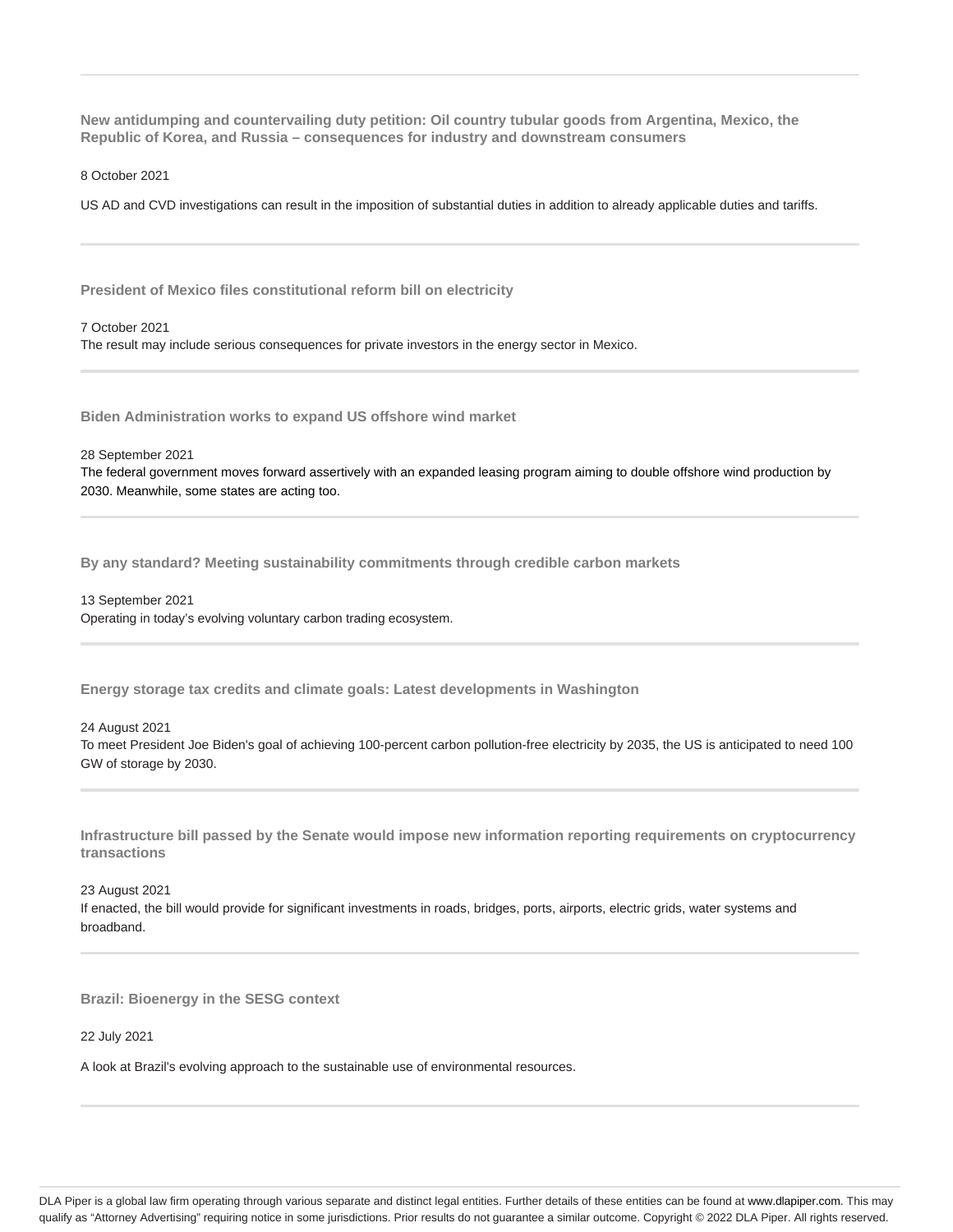**New antidumping and countervailing duty petition: Oil country tubular goods from Argentina, Mexico, the Republic of Korea, and Russia – consequences for industry and downstream consumers**

8 October 2021

US AD and CVD investigations can result in the imposition of substantial duties in addition to already applicable duties and tariffs.

---

**President of Mexico files constitutional reform bill on electricity**

7 October 2021

The result may include serious consequences for private investors in the energy sector in Mexico.

---

**Biden Administration works to expand US offshore wind market**

28 September 2021

The federal government moves forward assertively with an expanded leasing program aiming to double offshore wind production by 2030. Meanwhile, some states are acting too.

---

**By any standard? Meeting sustainability commitments through credible carbon markets**

13 September 2021

Operating in today's evolving voluntary carbon trading ecosystem.

---

**Energy storage tax credits and climate goals: Latest developments in Washington**

24 August 2021

To meet President Joe Biden's goal of achieving 100-percent carbon pollution-free electricity by 2035, the US is anticipated to need 100 GW of storage by 2030.

---

**Infrastructure bill passed by the Senate would impose new information reporting requirements on cryptocurrency transactions**

23 August 2021

If enacted, the bill would provide for significant investments in roads, bridges, ports, airports, electric grids, water systems and broadband.

---

**Brazil: Bioenergy in the SESG context**

22 July 2021

A look at Brazil's evolving approach to the sustainable use of environmental resources.

---

DLA Piper is a global law firm operating through various separate and distinct legal entities. Further details of these entities can be found at www.dlapiper.com. This may qualify as "Attorney Advertising" requiring notice in some jurisdictions. Prior results do not guarantee a similar outcome. Copyright © 2022 DLA Piper. All rights reserved.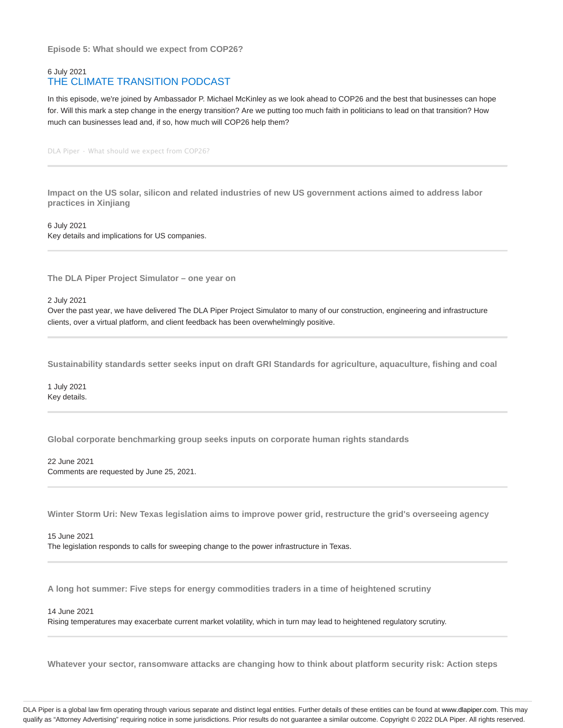### Episode 5: What should we expect from COP26?

6 July 2021

THE CLIMATE TRANSITION PODCAST

In this episode, we're joined by Ambassador P. Michael McKinley as we look ahead to COP26 and the best that businesses can hope for. Will this mark a step change in the energy transition? Are we putting too much faith in politicians to lead on that transition? How much can businesses lead and, if so, how much will COP26 help them?

DLA Piper · What should we expect from COP26?

---

### Impact on the US solar, silicon and related industries of new US government actions aimed to address labor practices in Xinjiang

6 July 2021

Key details and implications for US companies.

---

### The DLA Piper Project Simulator – one year on

2 July 2021

Over the past year, we have delivered The DLA Piper Project Simulator to many of our construction, engineering and infrastructure clients, over a virtual platform, and client feedback has been overwhelmingly positive.

---

### Sustainability standards setter seeks input on draft GRI Standards for agriculture, aquaculture, fishing and coal

1 July 2021

Key details.

---

### Global corporate benchmarking group seeks inputs on corporate human rights standards

22 June 2021

Comments are requested by June 25, 2021.

---

### Winter Storm Uri: New Texas legislation aims to improve power grid, restructure the grid's overseeing agency

15 June 2021

The legislation responds to calls for sweeping change to the power infrastructure in Texas.

---

### A long hot summer: Five steps for energy commodities traders in a time of heightened scrutiny

14 June 2021

Rising temperatures may exacerbate current market volatility, which in turn may lead to heightened regulatory scrutiny.

---

### Whatever your sector, ransomware attacks are changing how to think about platform security risk: Action steps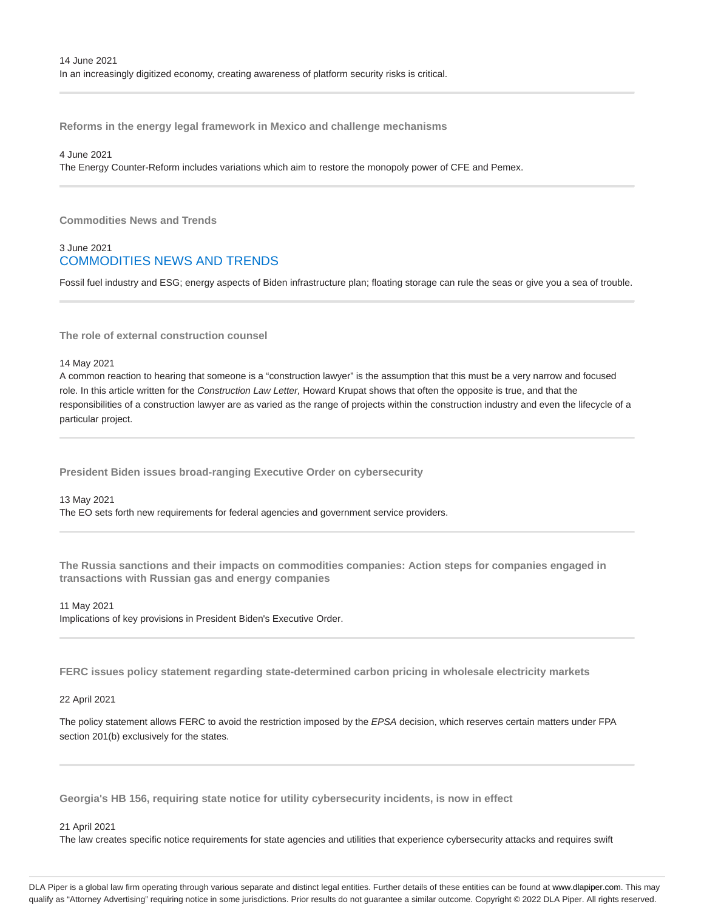14 June 2021
In an increasingly digitized economy, creating awareness of platform security risks is critical.

---

**Reforms in the energy legal framework in Mexico and challenge mechanisms**

4 June 2021
The Energy Counter-Reform includes variations which aim to restore the monopoly power of CFE and Pemex.

---

**Commodities News and Trends**

3 June 2021
COMMODITIES NEWS AND TRENDS

Fossil fuel industry and ESG; energy aspects of Biden infrastructure plan; floating storage can rule the seas or give you a sea of trouble.

---

**The role of external construction counsel**

14 May 2021
A common reaction to hearing that someone is a "construction lawyer" is the assumption that this must be a very narrow and focused role. In this article written for the *Construction Law Letter,* Howard Krupat shows that often the opposite is true, and that the responsibilities of a construction lawyer are as varied as the range of projects within the construction industry and even the lifecycle of a particular project.

---

**President Biden issues broad-ranging Executive Order on cybersecurity**

13 May 2021
The EO sets forth new requirements for federal agencies and government service providers.

---

**The Russia sanctions and their impacts on commodities companies: Action steps for companies engaged in transactions with Russian gas and energy companies**

11 May 2021
Implications of key provisions in President Biden's Executive Order.

---

**FERC issues policy statement regarding state-determined carbon pricing in wholesale electricity markets**

22 April 2021

The policy statement allows FERC to avoid the restriction imposed by the *EPSA* decision, which reserves certain matters under FPA section 201(b) exclusively for the states.

---

**Georgia's HB 156, requiring state notice for utility cybersecurity incidents, is now in effect**

21 April 2021
The law creates specific notice requirements for state agencies and utilities that experience cybersecurity attacks and requires swift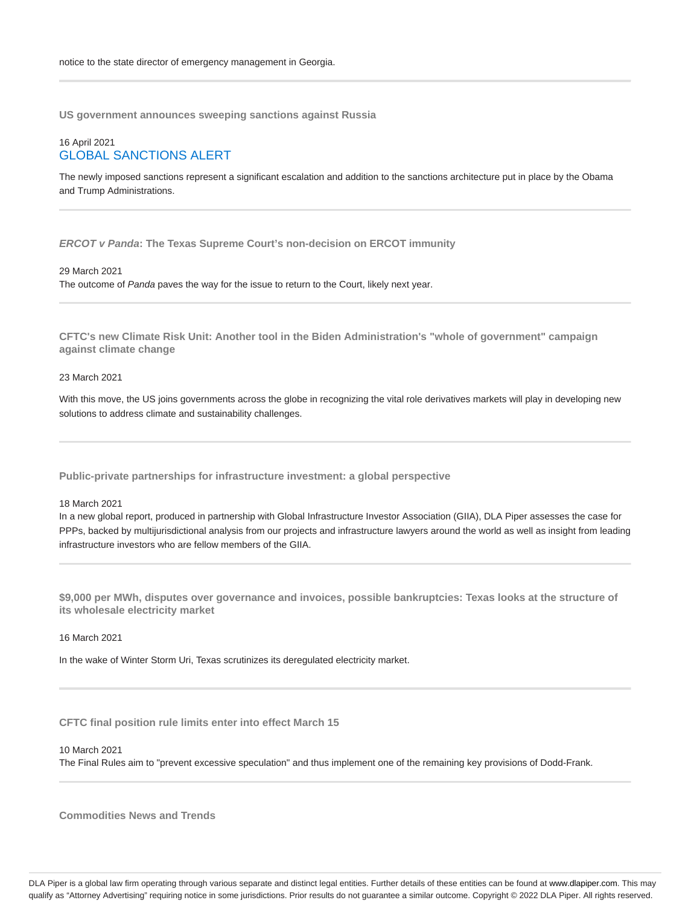notice to the state director of emergency management in Georgia.

---

### US government announces sweeping sanctions against Russia

16 April 2021
GLOBAL SANCTIONS ALERT

The newly imposed sanctions represent a significant escalation and addition to the sanctions architecture put in place by the Obama and Trump Administrations.

---

### *ERCOT v Panda*: The Texas Supreme Court's non-decision on ERCOT immunity

29 March 2021
The outcome of *Panda* paves the way for the issue to return to the Court, likely next year.

---

### CFTC's new Climate Risk Unit: Another tool in the Biden Administration's "whole of government" campaign against climate change

23 March 2021

With this move, the US joins governments across the globe in recognizing the vital role derivatives markets will play in developing new solutions to address climate and sustainability challenges.

---

### Public-private partnerships for infrastructure investment: a global perspective

18 March 2021
In a new global report, produced in partnership with Global Infrastructure Investor Association (GIIA), DLA Piper assesses the case for PPPs, backed by multijurisdictional analysis from our projects and infrastructure lawyers around the world as well as insight from leading infrastructure investors who are fellow members of the GIIA.

---

### $9,000 per MWh, disputes over governance and invoices, possible bankruptcies: Texas looks at the structure of its wholesale electricity market

16 March 2021

In the wake of Winter Storm Uri, Texas scrutinizes its deregulated electricity market.

---

### CFTC final position rule limits enter into effect March 15

10 March 2021
The Final Rules aim to "prevent excessive speculation" and thus implement one of the remaining key provisions of Dodd-Frank.

---

### Commodities News and Trends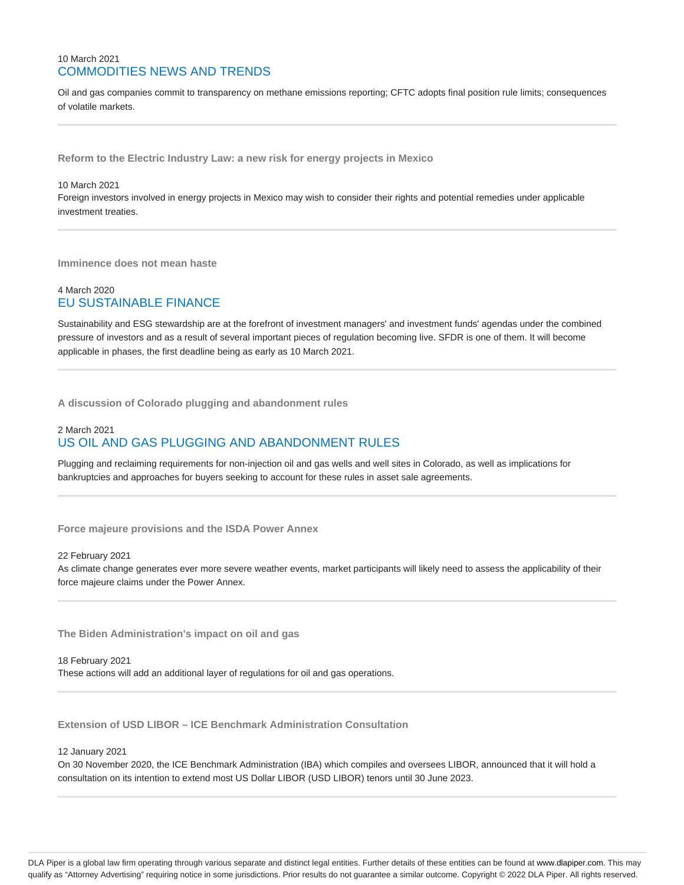10 March 2021

COMMODITIES NEWS AND TRENDS

Oil and gas companies commit to transparency on methane emissions reporting; CFTC adopts final position rule limits; consequences of volatile markets.

---

**Reform to the Electric Industry Law: a new risk for energy projects in Mexico**

10 March 2021

Foreign investors involved in energy projects in Mexico may wish to consider their rights and potential remedies under applicable investment treaties.

---

**Imminence does not mean haste**

4 March 2020

EU SUSTAINABLE FINANCE

Sustainability and ESG stewardship are at the forefront of investment managers' and investment funds' agendas under the combined pressure of investors and as a result of several important pieces of regulation becoming live. SFDR is one of them. It will become applicable in phases, the first deadline being as early as 10 March 2021.

---

**A discussion of Colorado plugging and abandonment rules**

2 March 2021

US OIL AND GAS PLUGGING AND ABANDONMENT RULES

Plugging and reclaiming requirements for non-injection oil and gas wells and well sites in Colorado, as well as implications for bankruptcies and approaches for buyers seeking to account for these rules in asset sale agreements.

---

**Force majeure provisions and the ISDA Power Annex**

22 February 2021

As climate change generates ever more severe weather events, market participants will likely need to assess the applicability of their force majeure claims under the Power Annex.

---

**The Biden Administration's impact on oil and gas**

18 February 2021

These actions will add an additional layer of regulations for oil and gas operations.

---

**Extension of USD LIBOR – ICE Benchmark Administration Consultation**

12 January 2021

On 30 November 2020, the ICE Benchmark Administration (IBA) which compiles and oversees LIBOR, announced that it will hold a consultation on its intention to extend most US Dollar LIBOR (USD LIBOR) tenors until 30 June 2023.

---

DLA Piper is a global law firm operating through various separate and distinct legal entities. Further details of these entities can be found at www.dlapiper.com. This may qualify as "Attorney Advertising" requiring notice in some jurisdictions. Prior results do not guarantee a similar outcome. Copyright © 2022 DLA Piper. All rights reserved.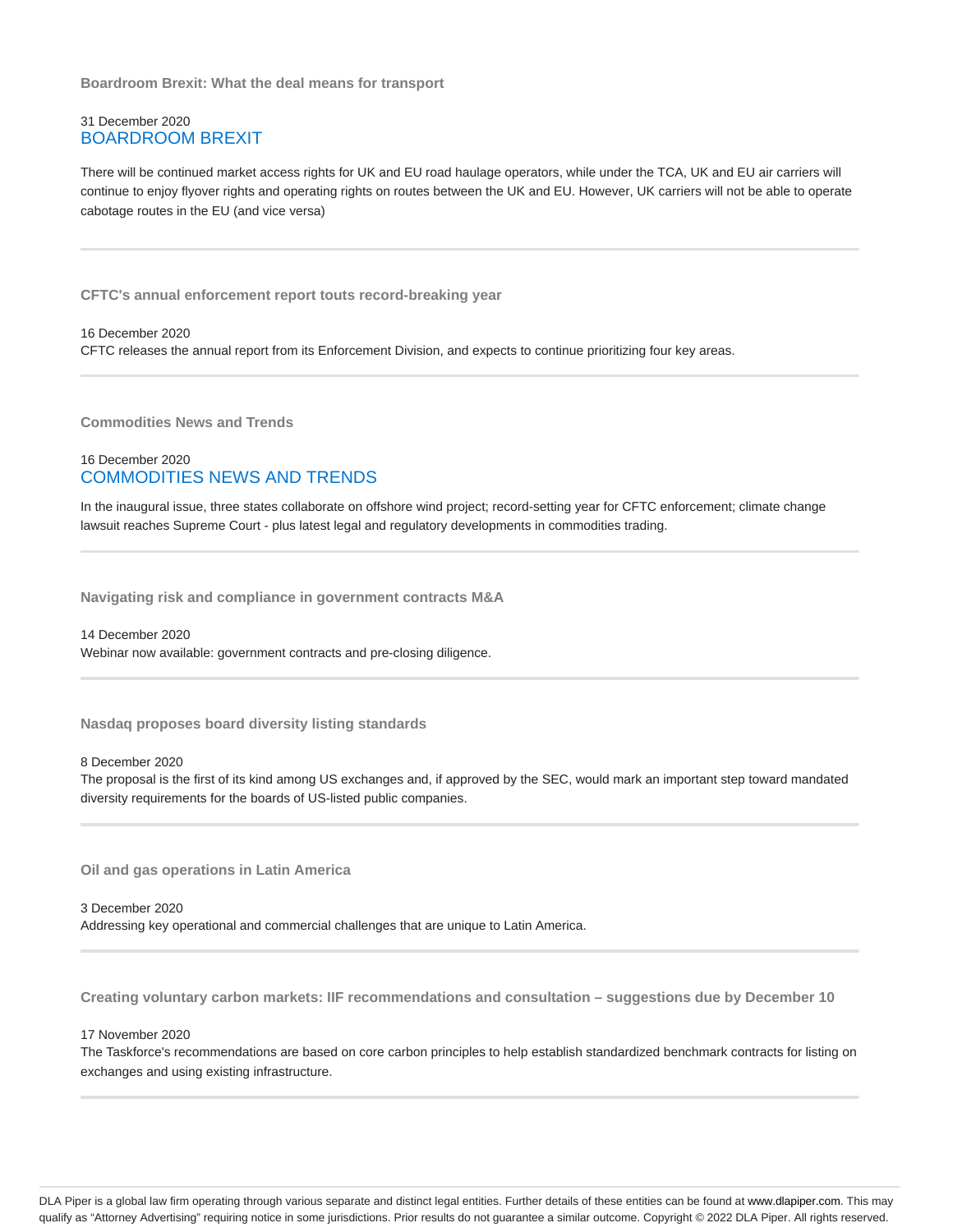### Boardroom Brexit: What the deal means for transport

31 December 2020
BOARDROOM BREXIT

There will be continued market access rights for UK and EU road haulage operators, while under the TCA, UK and EU air carriers will continue to enjoy flyover rights and operating rights on routes between the UK and EU. However, UK carriers will not be able to operate cabotage routes in the EU (and vice versa)

---

### CFTC's annual enforcement report touts record-breaking year

16 December 2020
CFTC releases the annual report from its Enforcement Division, and expects to continue prioritizing four key areas.

---

### Commodities News and Trends

16 December 2020
COMMODITIES NEWS AND TRENDS

In the inaugural issue, three states collaborate on offshore wind project; record-setting year for CFTC enforcement; climate change lawsuit reaches Supreme Court - plus latest legal and regulatory developments in commodities trading.

---

### Navigating risk and compliance in government contracts M&A

14 December 2020
Webinar now available: government contracts and pre-closing diligence.

---

### Nasdaq proposes board diversity listing standards

8 December 2020
The proposal is the first of its kind among US exchanges and, if approved by the SEC, would mark an important step toward mandated diversity requirements for the boards of US-listed public companies.

---

### Oil and gas operations in Latin America

3 December 2020
Addressing key operational and commercial challenges that are unique to Latin America.

---

### Creating voluntary carbon markets: IIF recommendations and consultation – suggestions due by December 10

17 November 2020
The Taskforce's recommendations are based on core carbon principles to help establish standardized benchmark contracts for listing on exchanges and using existing infrastructure.

---

DLA Piper is a global law firm operating through various separate and distinct legal entities. Further details of these entities can be found at www.dlapiper.com. This may qualify as "Attorney Advertising" requiring notice in some jurisdictions. Prior results do not guarantee a similar outcome. Copyright © 2022 DLA Piper. All rights reserved.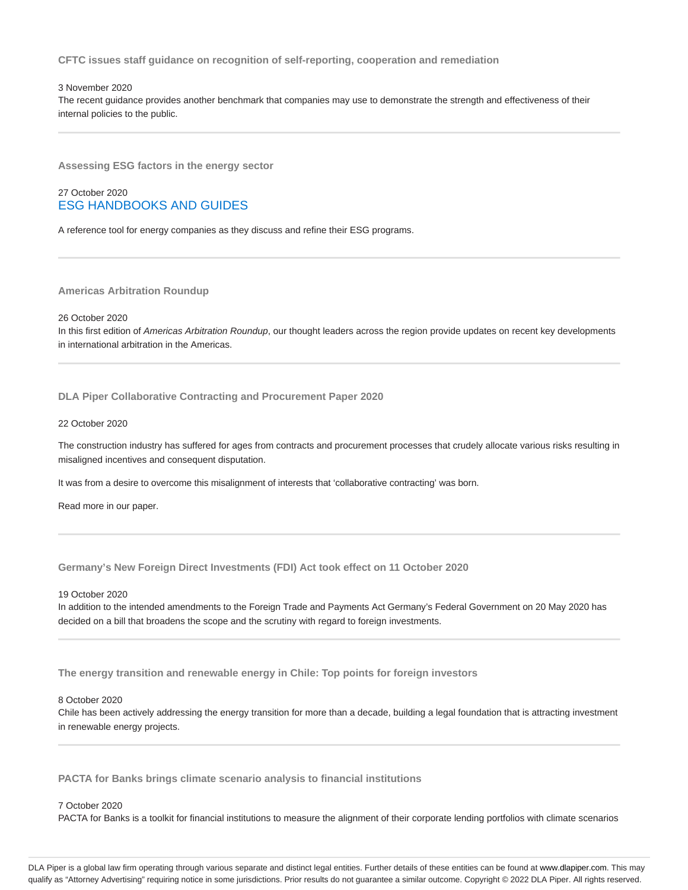### CFTC issues staff guidance on recognition of self-reporting, cooperation and remediation

3 November 2020

The recent guidance provides another benchmark that companies may use to demonstrate the strength and effectiveness of their internal policies to the public.

---

### Assessing ESG factors in the energy sector

27 October 2020

ESG HANDBOOKS AND GUIDES

A reference tool for energy companies as they discuss and refine their ESG programs.

---

### Americas Arbitration Roundup

26 October 2020

In this first edition of *Americas Arbitration Roundup*, our thought leaders across the region provide updates on recent key developments in international arbitration in the Americas.

---

### DLA Piper Collaborative Contracting and Procurement Paper 2020

22 October 2020

The construction industry has suffered for ages from contracts and procurement processes that crudely allocate various risks resulting in misaligned incentives and consequent disputation.

It was from a desire to overcome this misalignment of interests that 'collaborative contracting' was born.

Read more in our paper.

---

### Germany's New Foreign Direct Investments (FDI) Act took effect on 11 October 2020

19 October 2020

In addition to the intended amendments to the Foreign Trade and Payments Act Germany's Federal Government on 20 May 2020 has decided on a bill that broadens the scope and the scrutiny with regard to foreign investments.

---

### The energy transition and renewable energy in Chile: Top points for foreign investors

8 October 2020

Chile has been actively addressing the energy transition for more than a decade, building a legal foundation that is attracting investment in renewable energy projects.

---

### PACTA for Banks brings climate scenario analysis to financial institutions

7 October 2020

PACTA for Banks is a toolkit for financial institutions to measure the alignment of their corporate lending portfolios with climate scenarios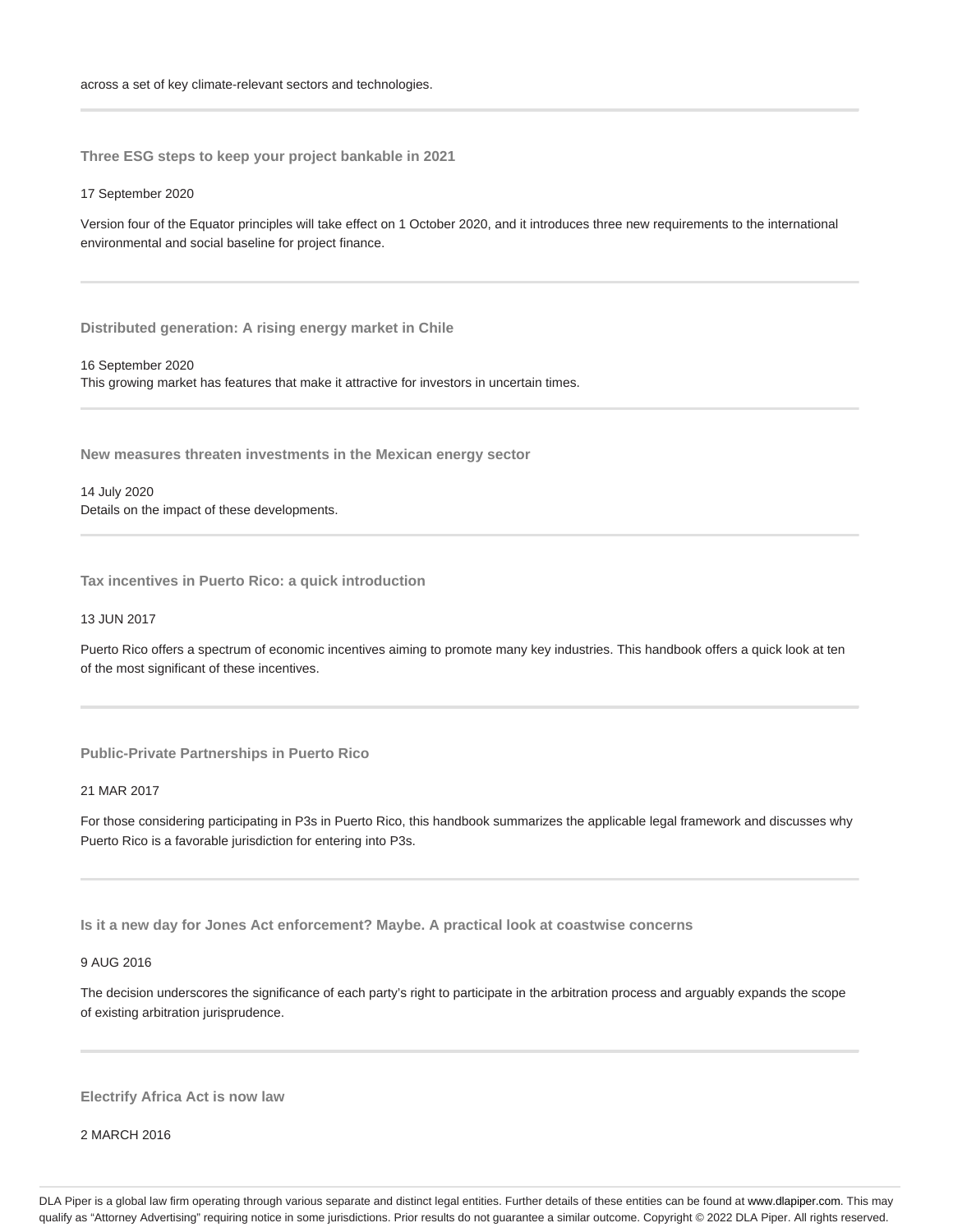across a set of key climate-relevant sectors and technologies.

---

### Three ESG steps to keep your project bankable in 2021

17 September 2020

Version four of the Equator principles will take effect on 1 October 2020, and it introduces three new requirements to the international environmental and social baseline for project finance.

---

### Distributed generation: A rising energy market in Chile

16 September 2020
This growing market has features that make it attractive for investors in uncertain times.

---

### New measures threaten investments in the Mexican energy sector

14 July 2020
Details on the impact of these developments.

---

### Tax incentives in Puerto Rico: a quick introduction

13 JUN 2017

Puerto Rico offers a spectrum of economic incentives aiming to promote many key industries. This handbook offers a quick look at ten of the most significant of these incentives.

---

### Public-Private Partnerships in Puerto Rico

21 MAR 2017

For those considering participating in P3s in Puerto Rico, this handbook summarizes the applicable legal framework and discusses why Puerto Rico is a favorable jurisdiction for entering into P3s.

---

### Is it a new day for Jones Act enforcement? Maybe. A practical look at coastwise concerns

9 AUG 2016

The decision underscores the significance of each party's right to participate in the arbitration process and arguably expands the scope of existing arbitration jurisprudence.

---

### Electrify Africa Act is now law

2 MARCH 2016

DLA Piper is a global law firm operating through various separate and distinct legal entities. Further details of these entities can be found at www.dlapiper.com. This may qualify as "Attorney Advertising" requiring notice in some jurisdictions. Prior results do not guarantee a similar outcome. Copyright © 2022 DLA Piper. All rights reserved.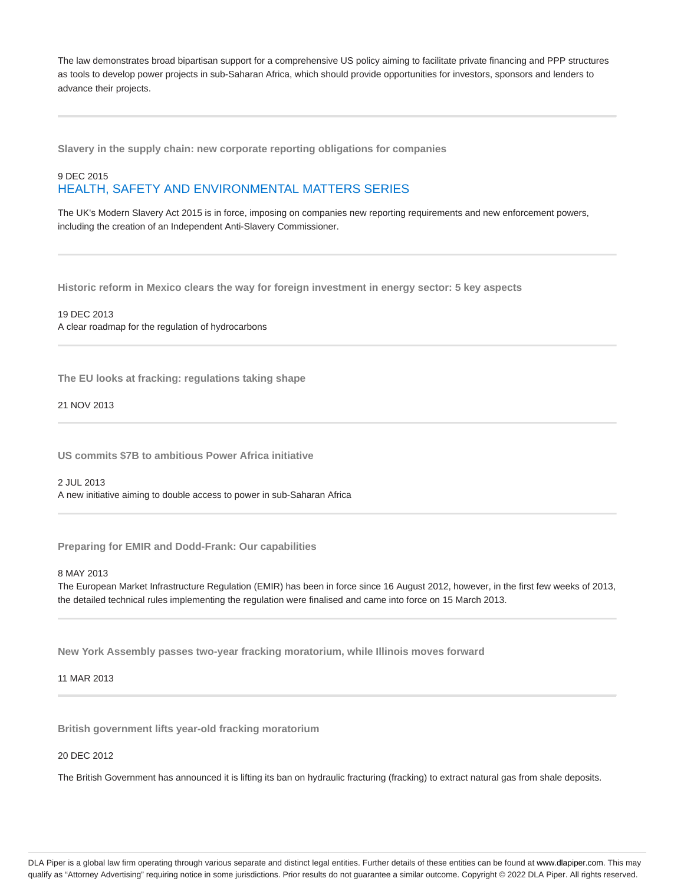The law demonstrates broad bipartisan support for a comprehensive US policy aiming to facilitate private financing and PPP structures as tools to develop power projects in sub-Saharan Africa, which should provide opportunities for investors, sponsors and lenders to advance their projects.

---

**Slavery in the supply chain: new corporate reporting obligations for companies**

9 DEC 2015
HEALTH, SAFETY AND ENVIRONMENTAL MATTERS SERIES

The UK's Modern Slavery Act 2015 is in force, imposing on companies new reporting requirements and new enforcement powers, including the creation of an Independent Anti-Slavery Commissioner.

---

**Historic reform in Mexico clears the way for foreign investment in energy sector: 5 key aspects**

19 DEC 2013
A clear roadmap for the regulation of hydrocarbons

---

**The EU looks at fracking: regulations taking shape**

21 NOV 2013

---

**US commits $7B to ambitious Power Africa initiative**

2 JUL 2013
A new initiative aiming to double access to power in sub-Saharan Africa

---

**Preparing for EMIR and Dodd-Frank: Our capabilities**

8 MAY 2013
The European Market Infrastructure Regulation (EMIR) has been in force since 16 August 2012, however, in the first few weeks of 2013, the detailed technical rules implementing the regulation were finalised and came into force on 15 March 2013.

---

**New York Assembly passes two-year fracking moratorium, while Illinois moves forward**

11 MAR 2013

---

**British government lifts year-old fracking moratorium**

20 DEC 2012

The British Government has announced it is lifting its ban on hydraulic fracturing (fracking) to extract natural gas from shale deposits.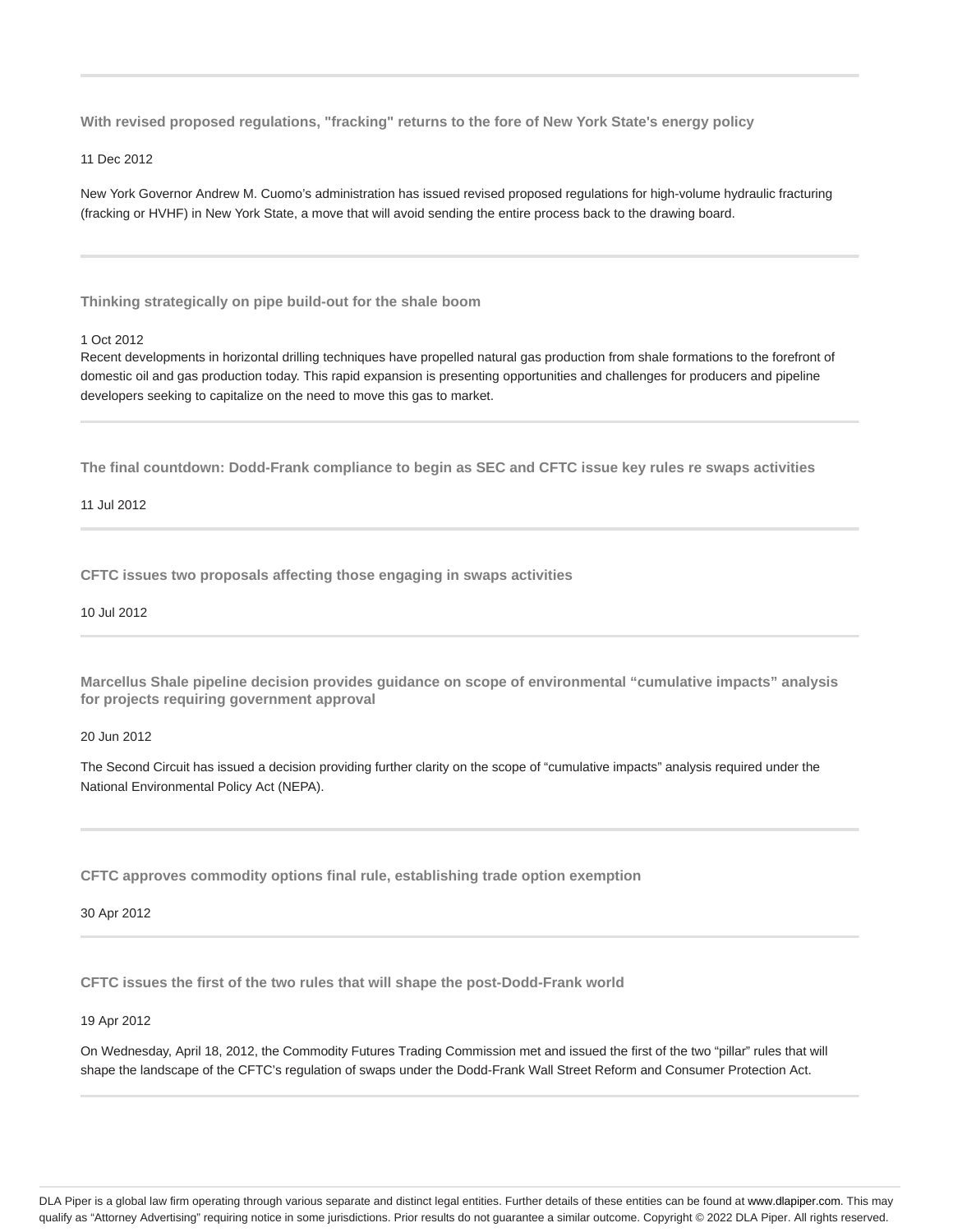### With revised proposed regulations, "fracking" returns to the fore of New York State's energy policy

11 Dec 2012

New York Governor Andrew M. Cuomo's administration has issued revised proposed regulations for high-volume hydraulic fracturing (fracking or HVHF) in New York State, a move that will avoid sending the entire process back to the drawing board.

### Thinking strategically on pipe build-out for the shale boom

1 Oct 2012

Recent developments in horizontal drilling techniques have propelled natural gas production from shale formations to the forefront of domestic oil and gas production today. This rapid expansion is presenting opportunities and challenges for producers and pipeline developers seeking to capitalize on the need to move this gas to market.

### The final countdown: Dodd-Frank compliance to begin as SEC and CFTC issue key rules re swaps activities

11 Jul 2012

### CFTC issues two proposals affecting those engaging in swaps activities

10 Jul 2012

### Marcellus Shale pipeline decision provides guidance on scope of environmental "cumulative impacts" analysis for projects requiring government approval

20 Jun 2012

The Second Circuit has issued a decision providing further clarity on the scope of "cumulative impacts" analysis required under the National Environmental Policy Act (NEPA).

### CFTC approves commodity options final rule, establishing trade option exemption

30 Apr 2012

### CFTC issues the first of the two rules that will shape the post-Dodd-Frank world

19 Apr 2012

On Wednesday, April 18, 2012, the Commodity Futures Trading Commission met and issued the first of the two "pillar" rules that will shape the landscape of the CFTC's regulation of swaps under the Dodd-Frank Wall Street Reform and Consumer Protection Act.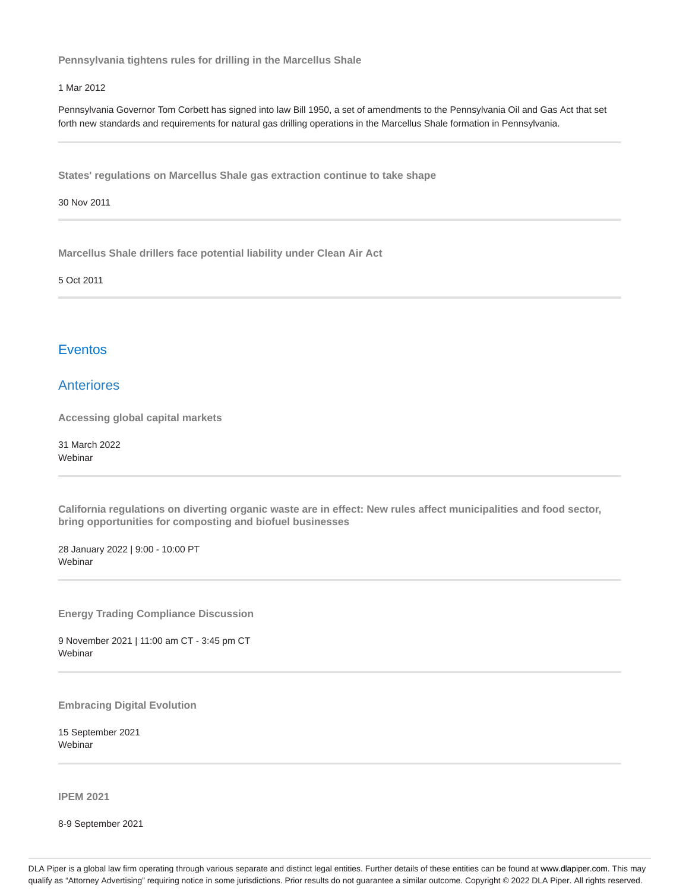**Pennsylvania tightens rules for drilling in the Marcellus Shale**

1 Mar 2012

Pennsylvania Governor Tom Corbett has signed into law Bill 1950, a set of amendments to the Pennsylvania Oil and Gas Act that set forth new standards and requirements for natural gas drilling operations in the Marcellus Shale formation in Pennsylvania.

---

**States' regulations on Marcellus Shale gas extraction continue to take shape**

30 Nov 2011

---

**Marcellus Shale drillers face potential liability under Clean Air Act**

5 Oct 2011

---

## Eventos

### Anteriores

**Accessing global capital markets**

31 March 2022
Webinar

---

**California regulations on diverting organic waste are in effect: New rules affect municipalities and food sector, bring opportunities for composting and biofuel businesses**

28 January 2022 | 9:00 - 10:00 PT
Webinar

---

**Energy Trading Compliance Discussion**

9 November 2021 | 11:00 am CT - 3:45 pm CT
Webinar

---

**Embracing Digital Evolution**

15 September 2021
Webinar

---

**IPEM 2021**

8-9 September 2021

DLA Piper is a global law firm operating through various separate and distinct legal entities. Further details of these entities can be found at www.dlapiper.com. This may qualify as "Attorney Advertising" requiring notice in some jurisdictions. Prior results do not guarantee a similar outcome. Copyright © 2022 DLA Piper. All rights reserved.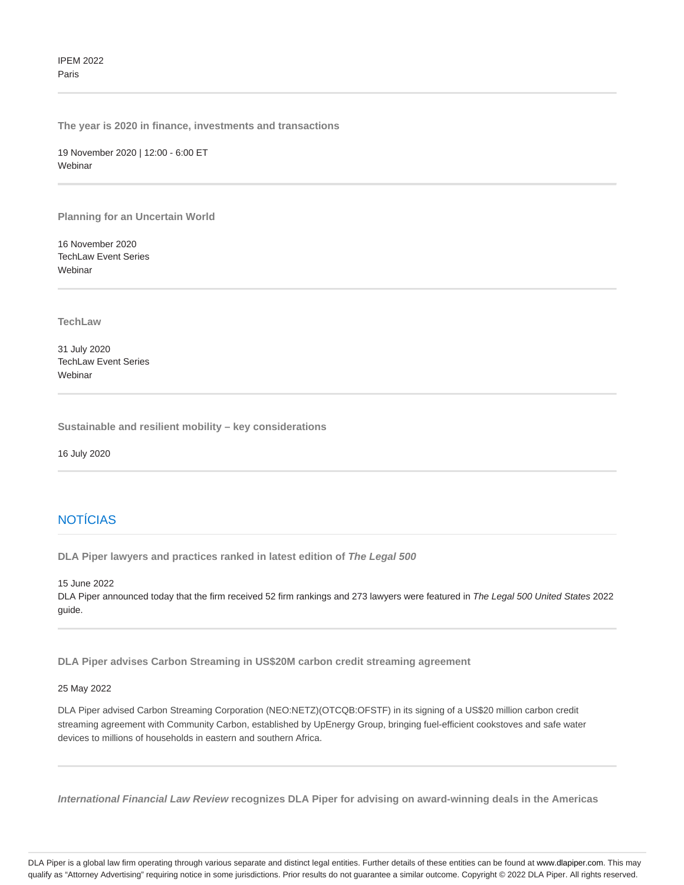IPEM 2022
Paris

---

**The year is 2020 in finance, investments and transactions**

19 November 2020 | 12:00 - 6:00 ET
Webinar

---

**Planning for an Uncertain World**

16 November 2020
TechLaw Event Series
Webinar

---

**TechLaw**

31 July 2020
TechLaw Event Series
Webinar

---

**Sustainable and resilient mobility – key considerations**

16 July 2020

---

## NOTÍCIAS

**DLA Piper lawyers and practices ranked in latest edition of *The Legal 500***

15 June 2022
DLA Piper announced today that the firm received 52 firm rankings and 273 lawyers were featured in *The Legal 500 United States* 2022 guide.

---

**DLA Piper advises Carbon Streaming in US$20M carbon credit streaming agreement**

25 May 2022

DLA Piper advised Carbon Streaming Corporation (NEO:NETZ)(OTCQB:OFSTF) in its signing of a US$20 million carbon credit streaming agreement with Community Carbon, established by UpEnergy Group, bringing fuel-efficient cookstoves and safe water devices to millions of households in eastern and southern Africa.

---

***International Financial Law Review* recognizes DLA Piper for advising on award-winning deals in the Americas**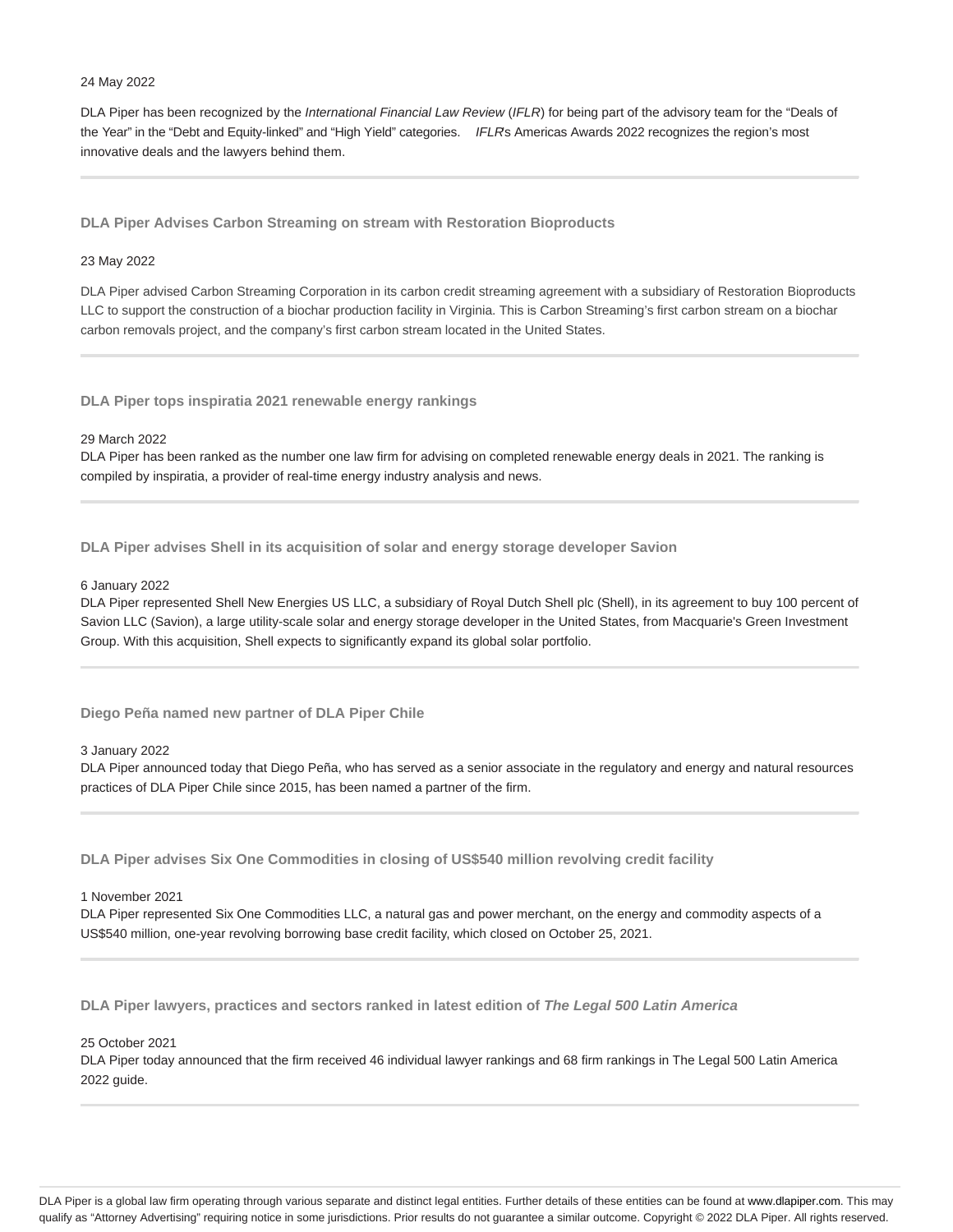24 May 2022

DLA Piper has been recognized by the *International Financial Law Review* (*IFLR*) for being part of the advisory team for the "Deals of the Year" in the "Debt and Equity-linked" and "High Yield" categories. *IFLR*'s Americas Awards 2022 recognizes the region's most innovative deals and the lawyers behind them.

---

### DLA Piper Advises Carbon Streaming on stream with Restoration Bioproducts

23 May 2022

DLA Piper advised Carbon Streaming Corporation in its carbon credit streaming agreement with a subsidiary of Restoration Bioproducts LLC to support the construction of a biochar production facility in Virginia. This is Carbon Streaming's first carbon stream on a biochar carbon removals project, and the company's first carbon stream located in the United States.

---

### DLA Piper tops inspiratia 2021 renewable energy rankings

29 March 2022

DLA Piper has been ranked as the number one law firm for advising on completed renewable energy deals in 2021. The ranking is compiled by inspiratia, a provider of real-time energy industry analysis and news.

---

### DLA Piper advises Shell in its acquisition of solar and energy storage developer Savion

6 January 2022

DLA Piper represented Shell New Energies US LLC, a subsidiary of Royal Dutch Shell plc (Shell), in its agreement to buy 100 percent of Savion LLC (Savion), a large utility-scale solar and energy storage developer in the United States, from Macquarie's Green Investment Group. With this acquisition, Shell expects to significantly expand its global solar portfolio.

---

### Diego Peña named new partner of DLA Piper Chile

3 January 2022

DLA Piper announced today that Diego Peña, who has served as a senior associate in the regulatory and energy and natural resources practices of DLA Piper Chile since 2015, has been named a partner of the firm.

---

### DLA Piper advises Six One Commodities in closing of US$540 million revolving credit facility

1 November 2021

DLA Piper represented Six One Commodities LLC, a natural gas and power merchant, on the energy and commodity aspects of a US$540 million, one-year revolving borrowing base credit facility, which closed on October 25, 2021.

---

### DLA Piper lawyers, practices and sectors ranked in latest edition of *The Legal 500 Latin America*

25 October 2021

DLA Piper today announced that the firm received 46 individual lawyer rankings and 68 firm rankings in The Legal 500 Latin America 2022 guide.

---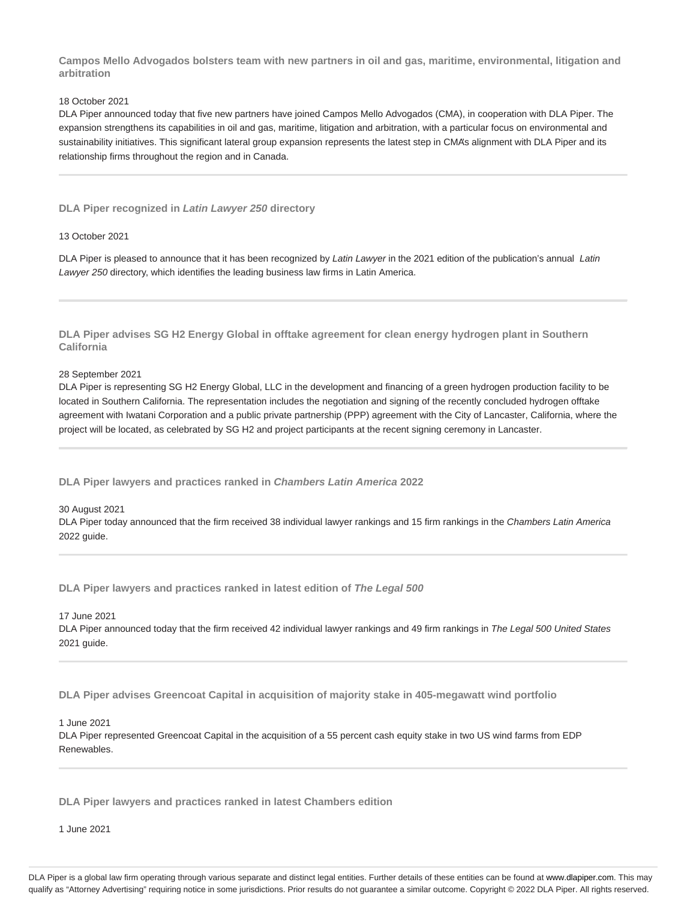### Campos Mello Advogados bolsters team with new partners in oil and gas, maritime, environmental, litigation and arbitration

18 October 2021

DLA Piper announced today that five new partners have joined Campos Mello Advogados (CMA), in cooperation with DLA Piper. The expansion strengthens its capabilities in oil and gas, maritime, litigation and arbitration, with a particular focus on environmental and sustainability initiatives. This significant lateral group expansion represents the latest step in CMA's alignment with DLA Piper and its relationship firms throughout the region and in Canada.

---

### DLA Piper recognized in *Latin Lawyer 250* directory

13 October 2021

DLA Piper is pleased to announce that it has been recognized by *Latin Lawyer* in the 2021 edition of the publication's annual *Latin Lawyer 250* directory, which identifies the leading business law firms in Latin America.

---

### DLA Piper advises SG H2 Energy Global in offtake agreement for clean energy hydrogen plant in Southern California

28 September 2021

DLA Piper is representing SG H2 Energy Global, LLC in the development and financing of a green hydrogen production facility to be located in Southern California. The representation includes the negotiation and signing of the recently concluded hydrogen offtake agreement with Iwatani Corporation and a public private partnership (PPP) agreement with the City of Lancaster, California, where the project will be located, as celebrated by SG H2 and project participants at the recent signing ceremony in Lancaster.

---

### DLA Piper lawyers and practices ranked in *Chambers Latin America* 2022

30 August 2021

DLA Piper today announced that the firm received 38 individual lawyer rankings and 15 firm rankings in the *Chambers Latin America* 2022 guide.

---

### DLA Piper lawyers and practices ranked in latest edition of *The Legal 500*

17 June 2021

DLA Piper announced today that the firm received 42 individual lawyer rankings and 49 firm rankings in *The Legal 500 United States* 2021 guide.

---

### DLA Piper advises Greencoat Capital in acquisition of majority stake in 405-megawatt wind portfolio

1 June 2021

DLA Piper represented Greencoat Capital in the acquisition of a 55 percent cash equity stake in two US wind farms from EDP Renewables.

---

### DLA Piper lawyers and practices ranked in latest Chambers edition

1 June 2021

DLA Piper is a global law firm operating through various separate and distinct legal entities. Further details of these entities can be found at www.dlapiper.com. This may qualify as "Attorney Advertising" requiring notice in some jurisdictions. Prior results do not guarantee a similar outcome. Copyright © 2022 DLA Piper. All rights reserved.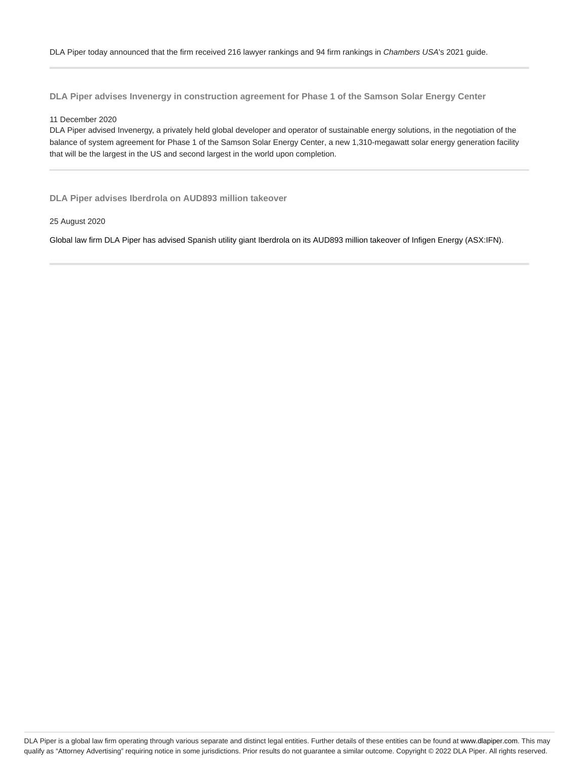DLA Piper today announced that the firm received 216 lawyer rankings and 94 firm rankings in *Chambers USA*'s 2021 guide.

---

**DLA Piper advises Invenergy in construction agreement for Phase 1 of the Samson Solar Energy Center**

11 December 2020

DLA Piper advised Invenergy, a privately held global developer and operator of sustainable energy solutions, in the negotiation of the balance of system agreement for Phase 1 of the Samson Solar Energy Center, a new 1,310-megawatt solar energy generation facility that will be the largest in the US and second largest in the world upon completion.

---

**DLA Piper advises Iberdrola on AUD893 million takeover**

25 August 2020

Global law firm DLA Piper has advised Spanish utility giant Iberdrola on its AUD893 million takeover of Infigen Energy (ASX:IFN).

---

DLA Piper is a global law firm operating through various separate and distinct legal entities. Further details of these entities can be found at www.dlapiper.com. This may qualify as "Attorney Advertising" requiring notice in some jurisdictions. Prior results do not guarantee a similar outcome. Copyright © 2022 DLA Piper. All rights reserved.